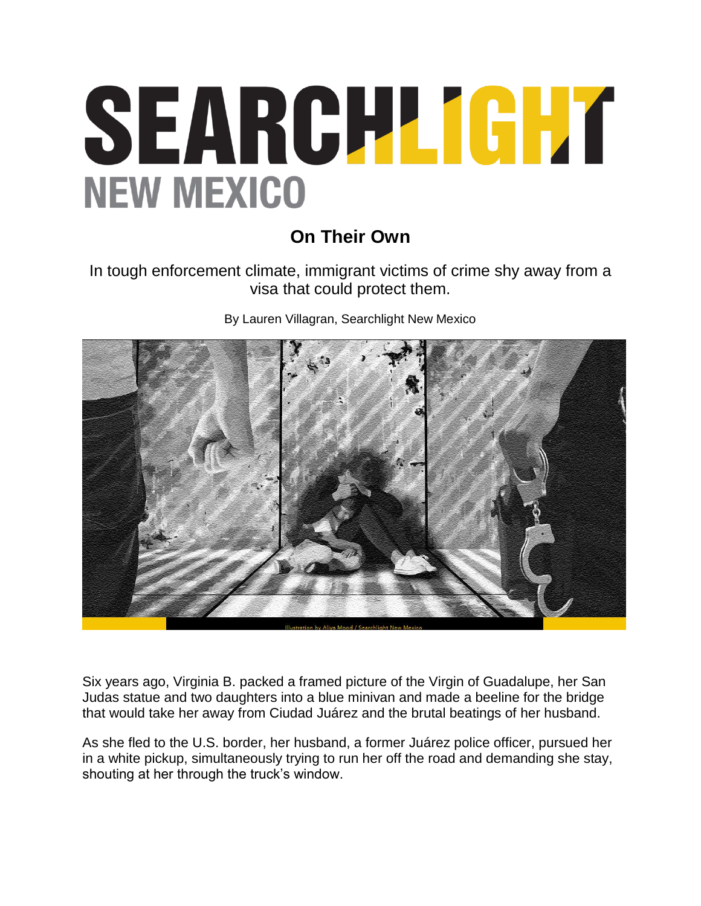# SEARCHLIGHT NEW MEXICO

## On Their Own

In tough enforcement climate, immigrant victims of crime shy away from a visa that could protect them.

By Lauren Villagran, Searchlight New Mexico

Illustration by Aliya Mood / Searchlight New Mexico

Six years ago, Virginia B. packed a framed picture of the Virgin of Guadalupe, her San Judas statue and two daughters into a blue minivan and made a beeline for the bridge that would take her away from Ciudad Juárez and the brutal beatings of her husband.

As she fled to the U.S. border, her husband, a former Juárez police officer, pursued her in a white pickup, simultaneously trying to run her off the road and demanding she stay, shouting at her through the truck's window.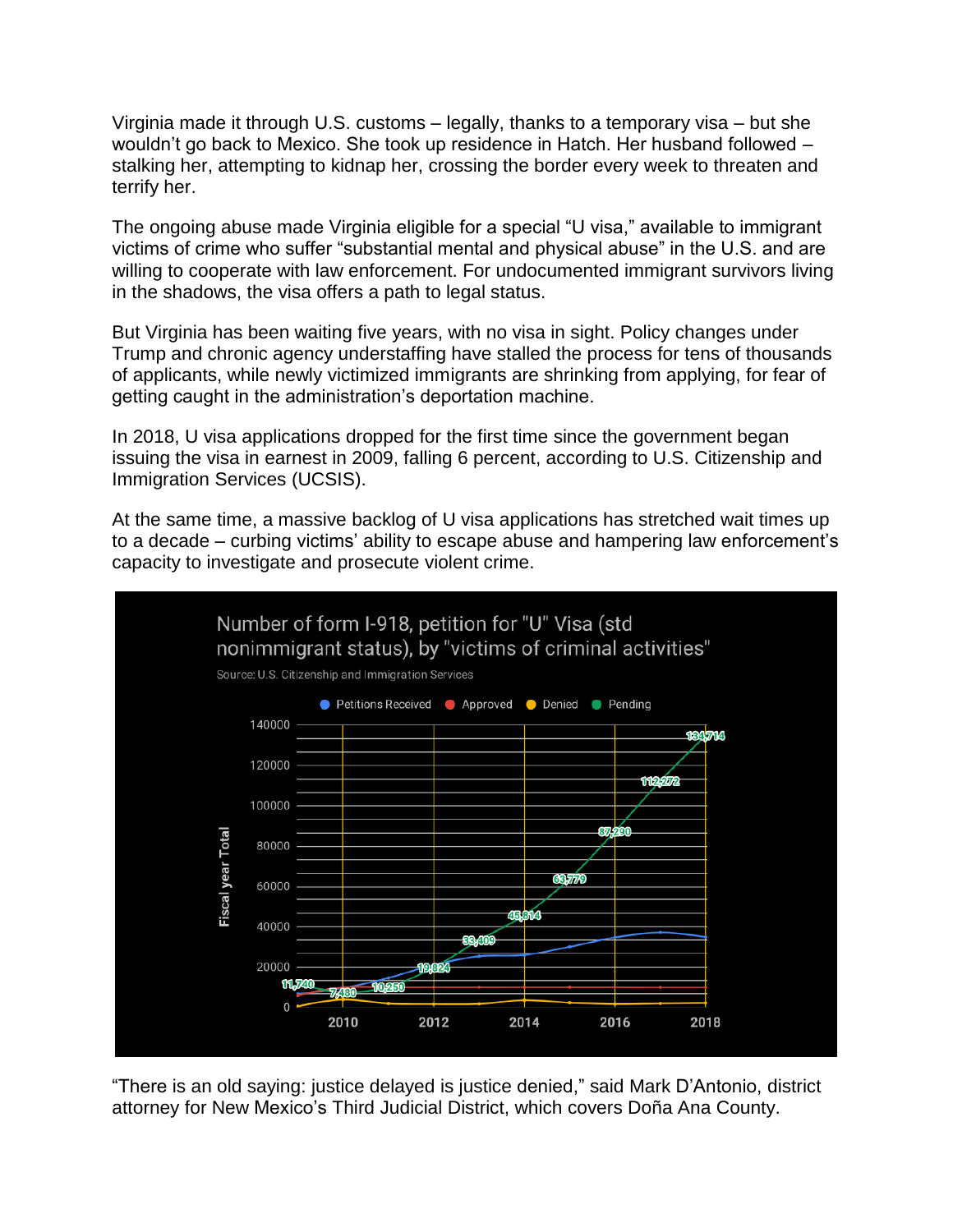Virginia made it through U.S. customs – legally, thanks to a temporary visa – but she wouldn't go back to Mexico. She took up residence in Hatch. Her husband followed – stalking her, attempting to kidnap her, crossing the border every week to threaten and terrify her.

The ongoing abuse made Virginia eligible for a special "U visa," available to immigrant victims of crime who suffer "substantial mental and physical abuse" in the U.S. and are willing to cooperate with law enforcement. For undocumented immigrant survivors living in the shadows, the visa offers a path to legal status.

But Virginia has been waiting five years, with no visa in sight. Policy changes under Trump and chronic agency understaffing have stalled the process for tens of thousands of applicants, while newly victimized immigrants are shrinking from applying, for fear of getting caught in the administration's deportation machine.

In 2018, U visa applications dropped for the first time since the government began issuing the visa in earnest in 2009, falling 6 percent, according to U.S. Citizenship and Immigration Services (UCSIS).

At the same time, a massive backlog of U visa applications has stretched wait times up to a decade – curbing victims' ability to escape abuse and hampering law enforcement's capacity to investigate and prosecute violent crime.

Number of form I-918, petition for "U" Visa (std nonimmigrant status), by "victims of criminal activities"

Source: U.S. Citizenship and Immigration Services

"There is an old saying: justice delayed is justice denied," said Mark D'Antonio, district attorney for New Mexico's Third Judicial District, which covers Doña Ana County.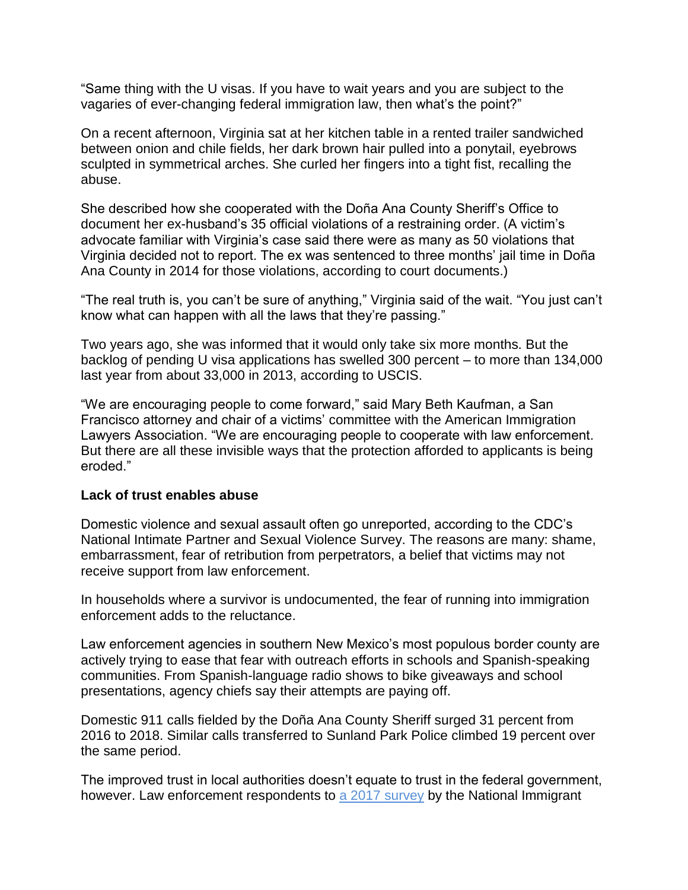"Same thing with the U visas. If you have to wait years and you are subject to the vagaries of ever-changing federal immigration law, then what's the point?"

On a recent afternoon, Virginia sat at her kitchen table in a rented trailer sandwiched between onion and chile fields, her dark brown hair pulled into a ponytail, eyebrows sculpted in symmetrical arches. She curled her fingers into a tight fist, recalling the abuse.

She described how she cooperated with the Doña Ana County Sheriff's Office to document her ex-husband's 35 official violations of a restraining order. (A victim's advocate familiar with Virginia's case said there were as many as 50 violations that Virginia decided not to report. The ex was sentenced to three months' jail time in Doña Ana County in 2014 for those violations, according to court documents.)

"The real truth is, you can't be sure of anything," Virginia said of the wait. "You just can't know what can happen with all the laws that they're passing."

Two years ago, she was informed that it would only take six more months. But the backlog of pending U visa applications has swelled 300 percent – to more than 134,000 last year from about 33,000 in 2013, according to USCIS.

"We are encouraging people to come forward," said Mary Beth Kaufman, a San Francisco attorney and chair of a victims' committee with the American Immigration Lawyers Association. "We are encouraging people to cooperate with law enforcement. But there are all these invisible ways that the protection afforded to applicants is being eroded."

**Lack of trust enables abuse**

Domestic violence and sexual assault often go unreported, according to the CDC's National Intimate Partner and Sexual Violence Survey. The reasons are many: shame, embarrassment, fear of retribution from perpetrators, a belief that victims may not receive support from law enforcement.

In households where a survivor is undocumented, the fear of running into immigration enforcement adds to the reluctance.

Law enforcement agencies in southern New Mexico's most populous border county are actively trying to ease that fear with outreach efforts in schools and Spanish-speaking communities. From Spanish-language radio shows to bike giveaways and school presentations, agency chiefs say their attempts are paying off.

Domestic 911 calls fielded by the Doña Ana County Sheriff surged 31 percent from 2016 to 2018. Similar calls transferred to Sunland Park Police climbed 19 percent over the same period.

The improved trust in local authorities doesn't equate to trust in the federal government, however. Law enforcement respondents to [a 2017 survey](#) by the National Immigrant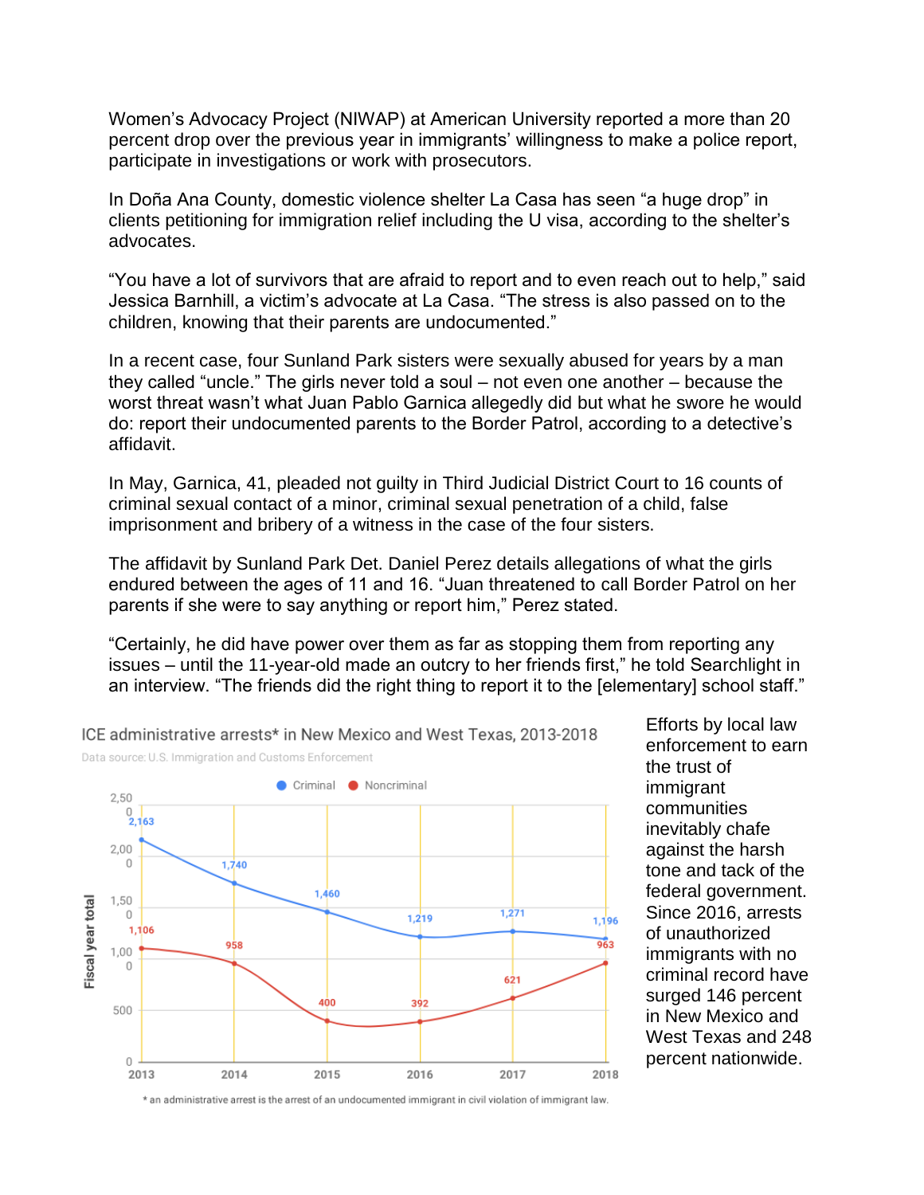Women's Advocacy Project (NIWAP) at American University reported a more than 20 percent drop over the previous year in immigrants' willingness to make a police report, participate in investigations or work with prosecutors.

In Doña Ana County, domestic violence shelter La Casa has seen "a huge drop" in clients petitioning for immigration relief including the U visa, according to the shelter's advocates.

"You have a lot of survivors that are afraid to report and to even reach out to help," said Jessica Barnhill, a victim's advocate at La Casa. "The stress is also passed on to the children, knowing that their parents are undocumented."

In a recent case, four Sunland Park sisters were sexually abused for years by a man they called "uncle." The girls never told a soul – not even one another – because the worst threat wasn't what Juan Pablo Garnica allegedly did but what he swore he would do: report their undocumented parents to the Border Patrol, according to a detective's affidavit.

In May, Garnica, 41, pleaded not guilty in Third Judicial District Court to 16 counts of criminal sexual contact of a minor, criminal sexual penetration of a child, false imprisonment and bribery of a witness in the case of the four sisters.

The affidavit by Sunland Park Det. Daniel Perez details allegations of what the girls endured between the ages of 11 and 16. "Juan threatened to call Border Patrol on her parents if she were to say anything or report him," Perez stated.

"Certainly, he did have power over them as far as stopping them from reporting any issues – until the 11-year-old made an outcry to her friends first," he told Searchlight in an interview. "The friends did the right thing to report it to the [elementary] school staff."

**ICE administrative arrests* in New Mexico and West Texas, 2013-2018**

Data source: U.S. Immigration and Customs Enforcement

| Fiscal year | Criminal | Noncriminal |
|---|---|---|
| 2013 | 2,163 | 1,106 |
| 2014 | 1,740 | 958 |
| 2015 | 1,460 | 400 |
| 2016 | 1,219 | 392 |
| 2017 | 1,271 | 621 |
| 2018 | 1,196 | 963 |

* an administrative arrest is the arrest of an undocumented immigrant in civil violation of immigrant law.

Efforts by local law enforcement to earn the trust of immigrant communities inevitably chafe against the harsh tone and tack of the federal government. Since 2016, arrests of unauthorized immigrants with no criminal record have surged 146 percent in New Mexico and West Texas and 248 percent nationwide.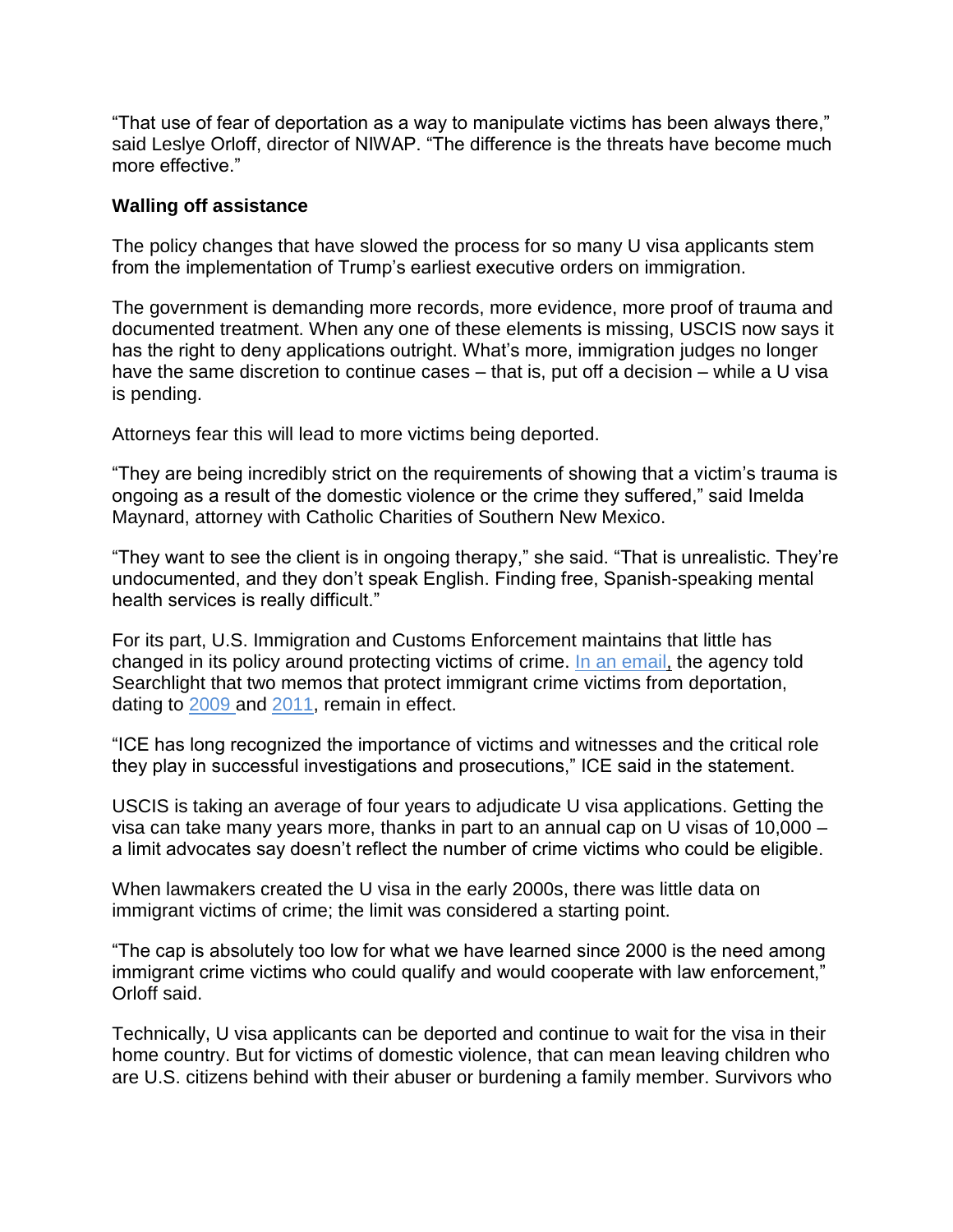"That use of fear of deportation as a way to manipulate victims has been always there," said Leslye Orloff, director of NIWAP. "The difference is the threats have become much more effective."

**Walling off assistance**

The policy changes that have slowed the process for so many U visa applicants stem from the implementation of Trump's earliest executive orders on immigration.

The government is demanding more records, more evidence, more proof of trauma and documented treatment. When any one of these elements is missing, USCIS now says it has the right to deny applications outright. What's more, immigration judges no longer have the same discretion to continue cases – that is, put off a decision – while a U visa is pending.

Attorneys fear this will lead to more victims being deported.

"They are being incredibly strict on the requirements of showing that a victim's trauma is ongoing as a result of the domestic violence or the crime they suffered," said Imelda Maynard, attorney with Catholic Charities of Southern New Mexico.

"They want to see the client is in ongoing therapy," she said. "That is unrealistic. They're undocumented, and they don't speak English. Finding free, Spanish-speaking mental health services is really difficult."

For its part, U.S. Immigration and Customs Enforcement maintains that little has changed in its policy around protecting victims of crime. In an email, the agency told Searchlight that two memos that protect immigrant crime victims from deportation, dating to 2009 and 2011, remain in effect.

"ICE has long recognized the importance of victims and witnesses and the critical role they play in successful investigations and prosecutions," ICE said in the statement.

USCIS is taking an average of four years to adjudicate U visa applications. Getting the visa can take many years more, thanks in part to an annual cap on U visas of 10,000 – a limit advocates say doesn't reflect the number of crime victims who could be eligible.

When lawmakers created the U visa in the early 2000s, there was little data on immigrant victims of crime; the limit was considered a starting point.

"The cap is absolutely too low for what we have learned since 2000 is the need among immigrant crime victims who could qualify and would cooperate with law enforcement," Orloff said.

Technically, U visa applicants can be deported and continue to wait for the visa in their home country. But for victims of domestic violence, that can mean leaving children who are U.S. citizens behind with their abuser or burdening a family member. Survivors who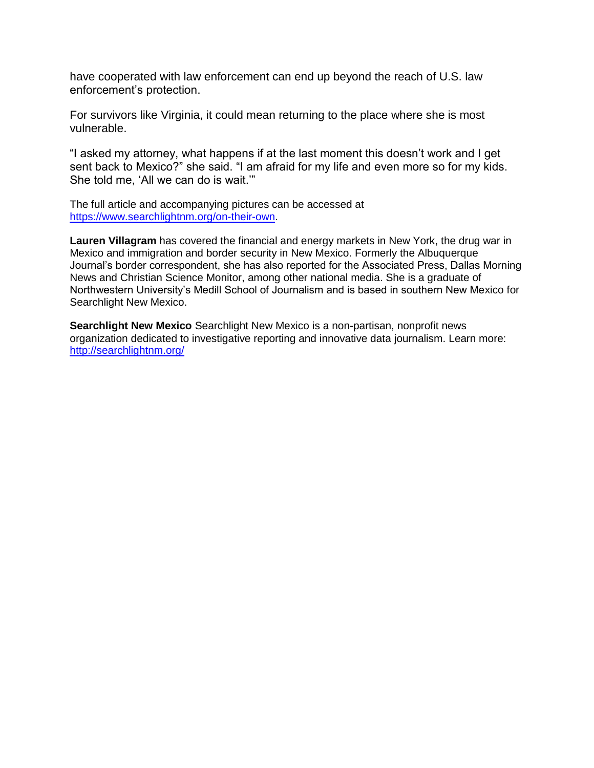have cooperated with law enforcement can end up beyond the reach of U.S. law enforcement's protection.

For survivors like Virginia, it could mean returning to the place where she is most vulnerable.

"I asked my attorney, what happens if at the last moment this doesn't work and I get sent back to Mexico?" she said. "I am afraid for my life and even more so for my kids. She told me, 'All we can do is wait.'"

The full article and accompanying pictures can be accessed at [https://www.searchlightnm.org/on-their-own](https://www.searchlightnm.org/on-their-own).

**Lauren Villagram** has covered the financial and energy markets in New York, the drug war in Mexico and immigration and border security in New Mexico. Formerly the Albuquerque Journal's border correspondent, she has also reported for the Associated Press, Dallas Morning News and Christian Science Monitor, among other national media. She is a graduate of Northwestern University's Medill School of Journalism and is based in southern New Mexico for Searchlight New Mexico.

**Searchlight New Mexico** Searchlight New Mexico is a non-partisan, nonprofit news organization dedicated to investigative reporting and innovative data journalism. Learn more: [http://searchlightnm.org/](http://searchlightnm.org/)